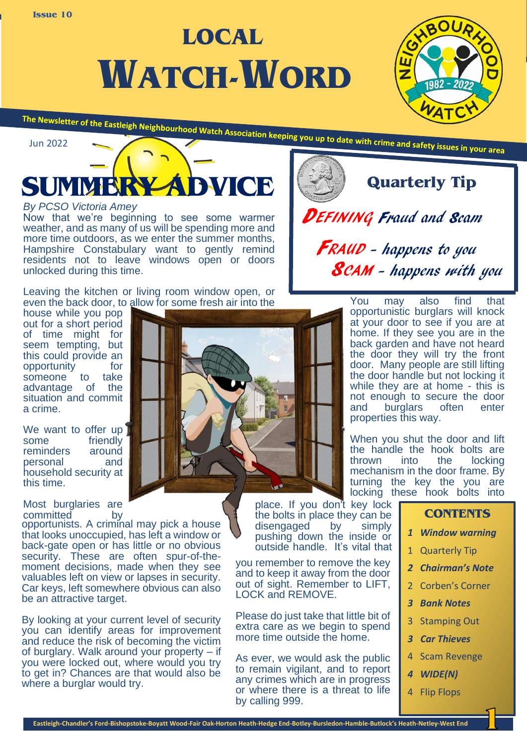Issue 10

# LOCAL WATCH-WORD

The Newsletter of the Eastleigh Neighbourhood Watch Association keeping you up to date with crime and safety issues in your area

Jun 2022

## SUMMERY ADVICE

*By PCSO Victoria Amey*

Now that we're beginning to see some warmer weather, and as many of us will be spending more and more time outdoors over the summer months, Hampshire Constabulary want to gently remind residents not to leave windows open or doors unlocked during this time.

Leaving the kitchen or living room window open, or even the back door, to allow for some fresh air into the house while you pop out for a short period of time might for seem tempting, but this could provide an opportunity for someone to take advantage of the situation and commit a crime.

We want to offer up some friendly reminders around personal and household security at this time.

Most burglaries are committed by opportunists. A criminal may pick a house that looks unoccupied, has left a window or back-gate open or has little or no obvious security. These are often spur-of-the-moment decisions, made when they see valuables left on view or lapses in security. Car keys, left somewhere obvious can also be an attractive target.

By looking at your current level of security you can identify areas for improvement and reduce the risk of becoming the victim of burglary. Walk around your property – if you were locked out, where would you try to get in? Chances are that would also be where a burglar would try.

You may also find that opportunistic burglars will knock at your door to see if you are at home. If they see you are in the back garden and have not heard the door they will try the front door. Many people are still lifting the door handle but not locking it while they are at home - this is not enough to secure the door and burglars often enter properties this way.

When you shut the door and lift the handle the hook bolts are thrown into the locking mechanism in the door frame. By turning the key the you are locking these hook bolts into place. If you don't key lock the bolts in place they can be disengaged by simply pushing down the inside or outside handle. It's vital that you remember to remove the key and to keep it away from the door and out of sight. Remember to LIFT, LOCK and REMOVE.

Please do just take that little bit of extra care as we begin to spend more time outside the home.

As ever, we would ask the public to remain vigilant, and to report any crimes which are in progress or where there is a threat to life by calling 999.

## Quarterly Tip

### DEFINING Fraud and Scam

**FRAUD** - happens to you

**SCAM** - happens with you

## CONTENTS

- 1 ***Window warning***
- 1 Quarterly Tip
- 2 ***Chairman's Note***
- 2 Corben's Corner
- 3 ***Bank Notes***
- 3 Stamping Out
- 3 ***Car Thieves***
- 4 Scam Revenge
- 4 ***WIDE(N)***
- 4 Flip Flops

Eastleigh-Chandler's Ford-Bishopstoke-Boyatt Wood-Fair Oak-Horton Heath-Hedge End-Botley-Bursledon-Hamble-Butlock's Heath-Netley-West End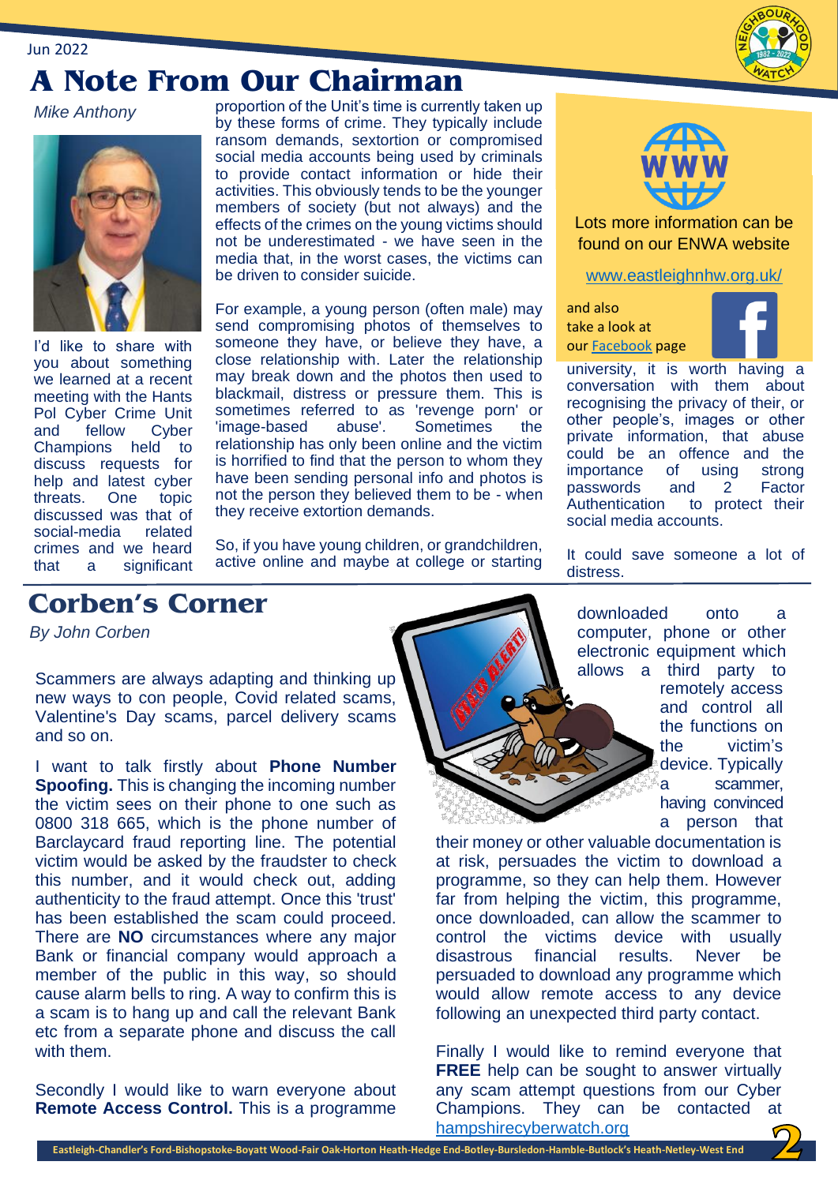Jun 2022

# A Note From Our Chairman

*Mike Anthony*

I'd like to share with you about something we learned at a recent meeting with the Hants Pol Cyber Crime Unit and fellow Cyber Champions held to discuss requests for help and latest cyber threats. One topic discussed was that of social-media related crimes and we heard that a significant proportion of the Unit's time is currently taken up by these forms of crime. They typically include ransom demands, sextortion or compromised social media accounts being used by criminals to provide contact information or hide their activities. This obviously tends to be the younger members of society (but not always) and the effects of the crimes on the young victims should not be underestimated - we have seen in the media that, in the worst cases, the victims can be driven to consider suicide.

For example, a young person (often male) may send compromising photos of themselves to someone they have, or believe they have, a close relationship with. Later the relationship may break down and the photos then used to blackmail, distress or pressure them. This is sometimes referred to as 'revenge porn' or 'image-based abuse'. Sometimes the relationship has only been online and the victim is horrified to find that the person to whom they have been sending personal info and photos is not the person they believed them to be - when they receive extortion demands.

So, if you have young children, or grandchildren, active online and maybe at college or starting university, it is worth having a conversation with them about recognising the privacy of their, or other people's, images or other private information, that abuse could be an offence and the importance of using strong passwords and 2 Factor Authentication to protect their social media accounts.

It could save someone a lot of distress.

Lots more information can be found on our ENWA website

www.eastleighnhw.org.uk/

and also take a look at our Facebook page

# Corben's Corner

*By John Corben*

Scammers are always adapting and thinking up new ways to con people, Covid related scams, Valentine's Day scams, parcel delivery scams and so on.

I want to talk firstly about **Phone Number Spoofing.** This is changing the incoming number the victim sees on their phone to one such as 0800 318 665, which is the phone number of Barclaycard fraud reporting line. The potential victim would be asked by the fraudster to check this number, and it would check out, adding authenticity to the fraud attempt. Once this 'trust' has been established the scam could proceed. There are **NO** circumstances where any major Bank or financial company would approach a member of the public in this way, so should cause alarm bells to ring. A way to confirm this is a scam is to hang up and call the relevant Bank etc from a separate phone and discuss the call with them.

Secondly I would like to warn everyone about **Remote Access Control.** This is a programme downloaded onto a computer, phone or other electronic equipment which allows a third party to remotely access and control all the functions on the victim's device. Typically a scammer, having convinced a person that their money or other valuable documentation is at risk, persuades the victim to download a programme, so they can help them. However far from helping the victim, this programme, once downloaded, can allow the scammer to control the victims device with usually disastrous financial results. Never be persuaded to download any programme which would allow remote access to any device following an unexpected third party contact.

Finally I would like to remind everyone that **FREE** help can be sought to answer virtually any scam attempt questions from our Cyber Champions. They can be contacted at hampshirecyberwatch.org

Eastleigh-Chandler's Ford-Bishopstoke-Boyatt Wood-Fair Oak-Horton Heath-Hedge End-Botley-Bursledon-Hamble-Butlock's Heath-Netley-West End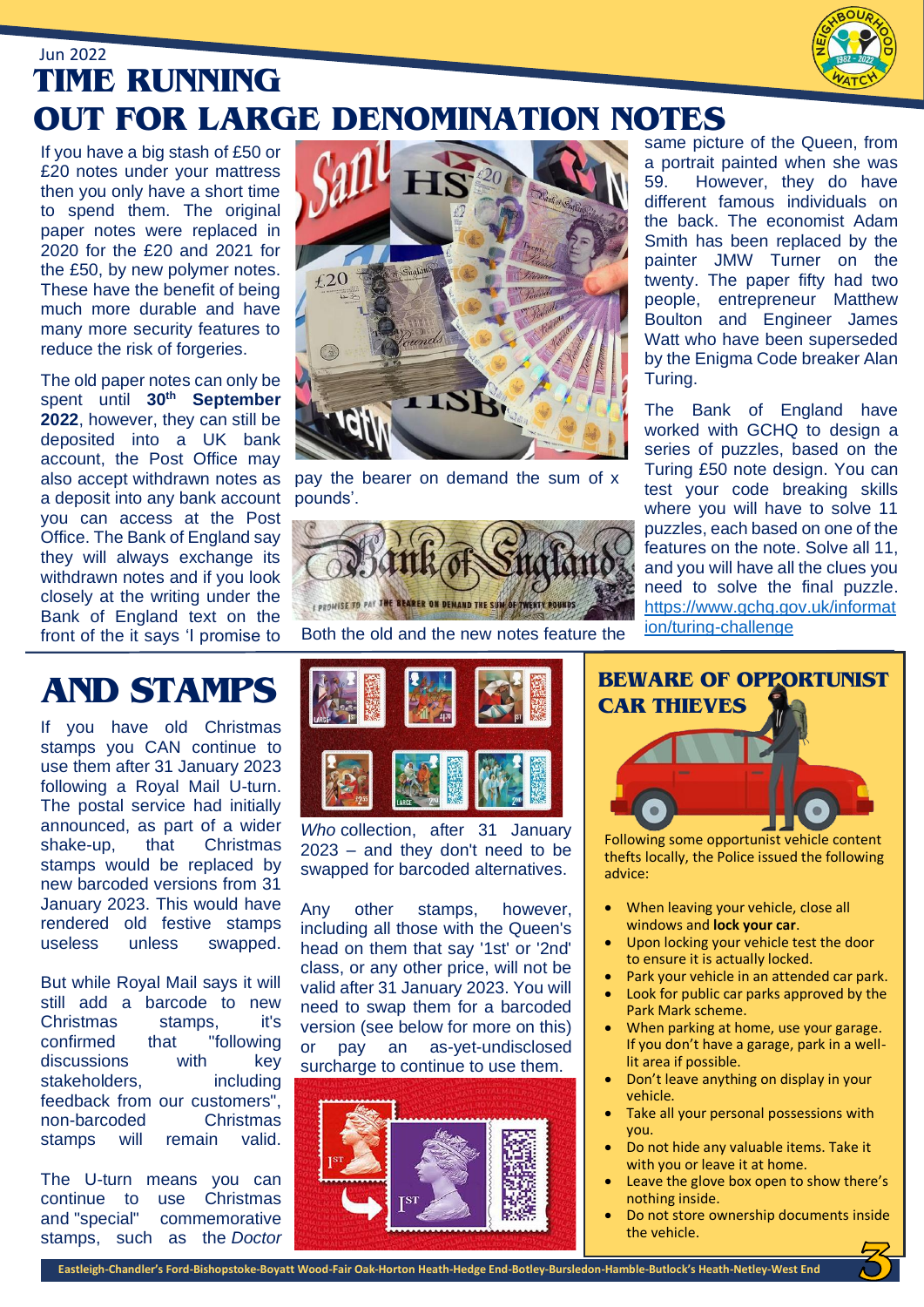Jun 2022

# TIME RUNNING OUT FOR LARGE DENOMINATION NOTES

If you have a big stash of £50 or £20 notes under your mattress then you only have a short time to spend them. The original paper notes were replaced in 2020 for the £20 and 2021 for the £50, by new polymer notes. These have the benefit of being much more durable and have many more security features to reduce the risk of forgeries.

The old paper notes can only be spent until **30th September 2022**, however, they can still be deposited into a UK bank account, the Post Office may also accept withdrawn notes as a deposit into any bank account you can access at the Post Office. The Bank of England say they will always exchange its withdrawn notes and if you look closely at the writing under the Bank of England text on the front of the it says 'I promise to pay the bearer on demand the sum of x pounds'.

Both the old and the new notes feature the same picture of the Queen, from a portrait painted when she was 59. However, they do have different famous individuals on the back. The economist Adam Smith has been replaced by the painter JMW Turner on the twenty. The paper fifty had two people, entrepreneur Matthew Boulton and Engineer James Watt who have been superseded by the Enigma Code breaker Alan Turing.

The Bank of England have worked with GCHQ to design a series of puzzles, based on the Turing £50 note design. You can test your code breaking skills where you will have to solve 11 puzzles, each based on one of the features on the note. Solve all 11, and you will have all the clues you need to solve the final puzzle. https://www.gchq.gov.uk/information/turing-challenge

# AND STAMPS

If you have old Christmas stamps you CAN continue to use them after 31 January 2023 following a Royal Mail U-turn. The postal service had initially announced, as part of a wider shake-up, that Christmas stamps would be replaced by new barcoded versions from 31 January 2023. This would have rendered old festive stamps useless unless swapped.

But while Royal Mail says it will still add a barcode to new Christmas stamps, it's confirmed that "following discussions with key stakeholders, including feedback from our customers", non-barcoded Christmas stamps will remain valid.

The U-turn means you can continue to use Christmas and "special" commemorative stamps, such as the *Doctor Who* collection, after 31 January 2023 – and they don't need to be swapped for barcoded alternatives.

Any other stamps, however, including all those with the Queen's head on them that say '1st' or '2nd' class, or any other price, will not be valid after 31 January 2023. You will need to swap them for a barcoded version (see below for more on this) or pay an as-yet-undisclosed surcharge to continue to use them.

## BEWARE OF OPPORTUNIST CAR THIEVES

Following some opportunist vehicle content thefts locally, the Police issued the following advice:

- When leaving your vehicle, close all windows and **lock your car**.
- Upon locking your vehicle test the door to ensure it is actually locked.
- Park your vehicle in an attended car park.
- Look for public car parks approved by the Park Mark scheme.
- When parking at home, use your garage. If you don't have a garage, park in a well-lit area if possible.
- Don't leave anything on display in your vehicle.
- Take all your personal possessions with you.
- Do not hide any valuable items. Take it with you or leave it at home.
- Leave the glove box open to show there's nothing inside.
- Do not store ownership documents inside the vehicle.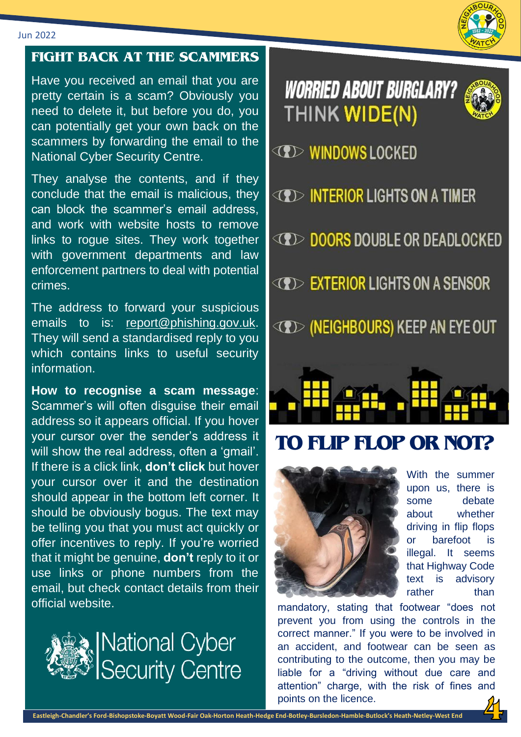## FIGHT BACK AT THE SCAMMERS

Have you received an email that you are pretty certain is a scam? Obviously you need to delete it, but before you do, you can potentially get your own back on the scammers by forwarding the email to the National Cyber Security Centre.

They analyse the contents, and if they conclude that the email is malicious, they can block the scammer's email address, and work with website hosts to remove links to rogue sites. They work together with government departments and law enforcement partners to deal with potential crimes.

The address to forward your suspicious emails to is: report@phishing.gov.uk. They will send a standardised reply to you which contains links to useful security information.

**How to recognise a scam message**: Scammer's will often disguise their email address so it appears official. If you hover your cursor over the sender's address it will show the real address, often a 'gmail'. If there is a click link, **don't click** but hover your cursor over it and the destination should appear in the bottom left corner. It should be obviously bogus. The text may be telling you that you must act quickly or offer incentives to reply. If you're worried that it might be genuine, **don't** reply to it or use links or phone numbers from the email, but check contact details from their official website.

National Cyber Security Centre

## WORRIED ABOUT BURGLARY? THINK WIDE(N)

- **W**INDOWS LOCKED
- **I**NTERIOR LIGHTS ON A TIMER
- **D**OORS DOUBLE OR DEADLOCKED
- **E**XTERIOR LIGHTS ON A SENSOR
- **(N**EIGHBOURS) KEEP AN EYE OUT

## TO FLIP FLOP OR NOT?

With the summer upon us, there is some debate about whether driving in flip flops or barefoot is illegal. It seems that Highway Code text is advisory rather than mandatory, stating that footwear "does not prevent you from using the controls in the correct manner." If you were to be involved in an accident, and footwear can be seen as contributing to the outcome, then you may be liable for a "driving without due care and attention" charge, with the risk of fines and points on the licence.